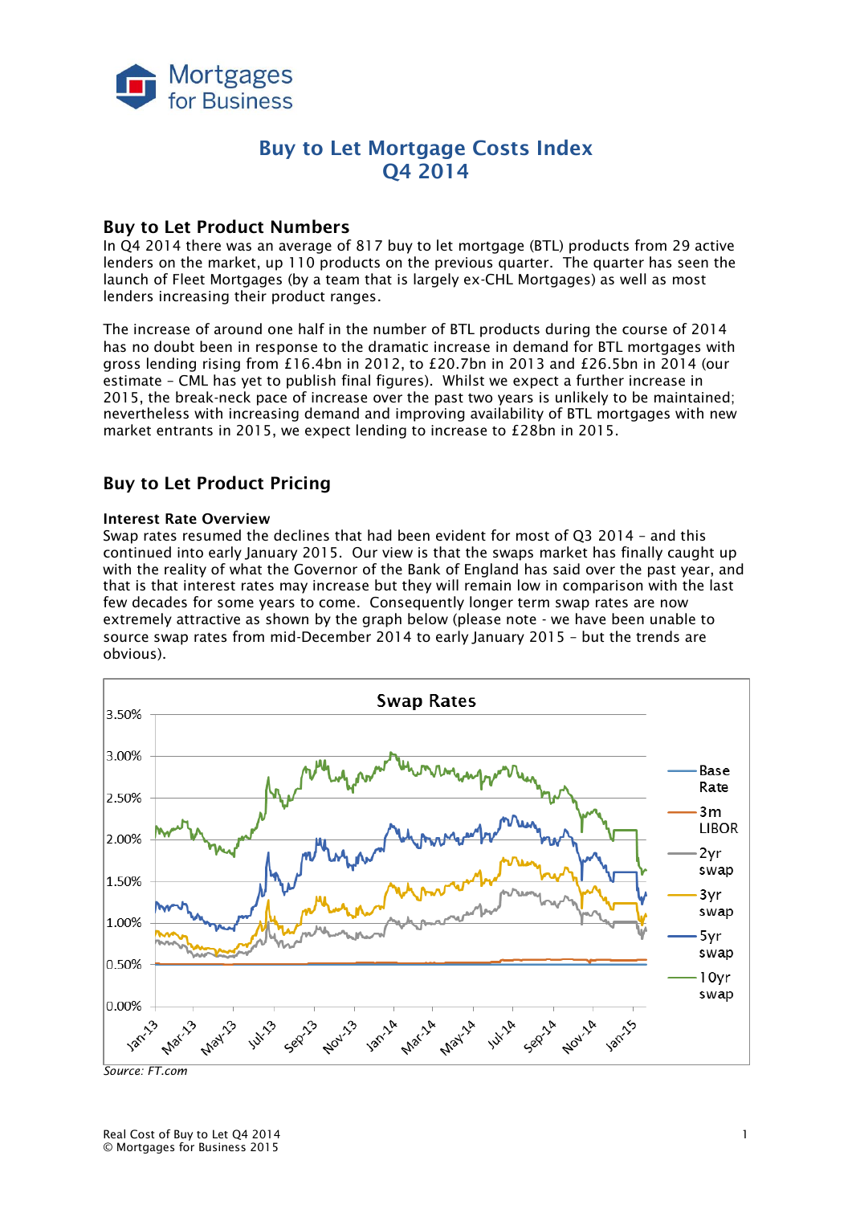Mortgages for Business

# Buy to Let Mortgage Costs Index
# Q4 2014

## Buy to Let Product Numbers

In Q4 2014 there was an average of 817 buy to let mortgage (BTL) products from 29 active lenders on the market, up 110 products on the previous quarter. The quarter has seen the launch of Fleet Mortgages (by a team that is largely ex-CHL Mortgages) as well as most lenders increasing their product ranges.

The increase of around one half in the number of BTL products during the course of 2014 has no doubt been in response to the dramatic increase in demand for BTL mortgages with gross lending rising from £16.4bn in 2012, to £20.7bn in 2013 and £26.5bn in 2014 (our estimate – CML has yet to publish final figures). Whilst we expect a further increase in 2015, the break-neck pace of increase over the past two years is unlikely to be maintained; nevertheless with increasing demand and improving availability of BTL mortgages with new market entrants in 2015, we expect lending to increase to £28bn in 2015.

## Buy to Let Product Pricing

### Interest Rate Overview

Swap rates resumed the declines that had been evident for most of Q3 2014 – and this continued into early January 2015. Our view is that the swaps market has finally caught up with the reality of what the Governor of the Bank of England has said over the past year, and that is that interest rates may increase but they will remain low in comparison with the last few decades for some years to come. Consequently longer term swap rates are now extremely attractive as shown by the graph below (please note - we have been unable to source swap rates from mid-December 2014 to early January 2015 – but the trends are obvious).

*Source: FT.com*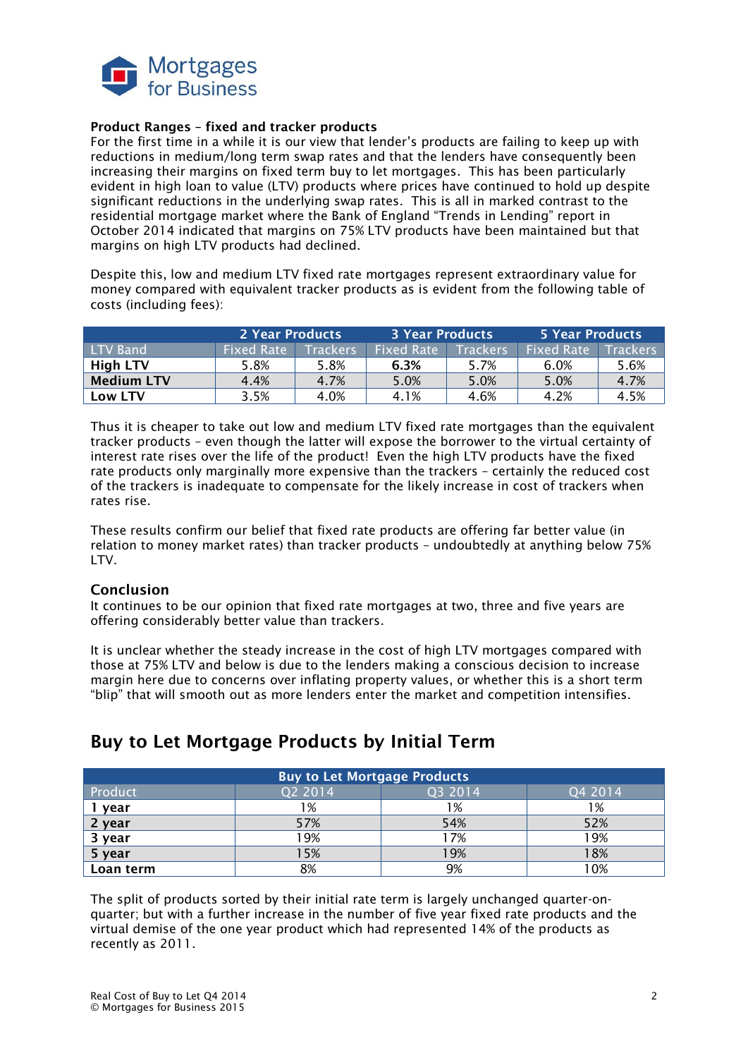**Product Ranges – fixed and tracker products**

For the first time in a while it is our view that lender's products are failing to keep up with reductions in medium/long term swap rates and that the lenders have consequently been increasing their margins on fixed term buy to let mortgages. This has been particularly evident in high loan to value (LTV) products where prices have continued to hold up despite significant reductions in the underlying swap rates. This is all in marked contrast to the residential mortgage market where the Bank of England "Trends in Lending" report in October 2014 indicated that margins on 75% LTV products have been maintained but that margins on high LTV products had declined.

Despite this, low and medium LTV fixed rate mortgages represent extraordinary value for money compared with equivalent tracker products as is evident from the following table of costs (including fees):

| | 2 Year Products | | 3 Year Products | | 5 Year Products | |
|---|---|---|---|---|---|---|
| LTV Band | Fixed Rate | Trackers | Fixed Rate | Trackers | Fixed Rate | Trackers |
| **High LTV** | 5.8% | 5.8% | **6.3%** | 5.7% | 6.0% | 5.6% |
| **Medium LTV** | 4.4% | 4.7% | 5.0% | 5.0% | 5.0% | 4.7% |
| **Low LTV** | 3.5% | 4.0% | 4.1% | 4.6% | 4.2% | 4.5% |

Thus it is cheaper to take out low and medium LTV fixed rate mortgages than the equivalent tracker products – even though the latter will expose the borrower to the virtual certainty of interest rate rises over the life of the product! Even the high LTV products have the fixed rate products only marginally more expensive than the trackers – certainly the reduced cost of the trackers is inadequate to compensate for the likely increase in cost of trackers when rates rise.

These results confirm our belief that fixed rate products are offering far better value (in relation to money market rates) than tracker products – undoubtedly at anything below 75% LTV.

### Conclusion

It continues to be our opinion that fixed rate mortgages at two, three and five years are offering considerably better value than trackers.

It is unclear whether the steady increase in the cost of high LTV mortgages compared with those at 75% LTV and below is due to the lenders making a conscious decision to increase margin here due to concerns over inflating property values, or whether this is a short term "blip" that will smooth out as more lenders enter the market and competition intensifies.

## Buy to Let Mortgage Products by Initial Term

| Buy to Let Mortgage Products | | | |
|---|---|---|---|
| Product | Q2 2014 | Q3 2014 | Q4 2014 |
| **1 year** | 1% | 1% | 1% |
| **2 year** | 57% | 54% | 52% |
| **3 year** | 19% | 17% | 19% |
| **5 year** | 15% | 19% | 18% |
| **Loan term** | 8% | 9% | 10% |

The split of products sorted by their initial rate term is largely unchanged quarter-on-quarter; but with a further increase in the number of five year fixed rate products and the virtual demise of the one year product which had represented 14% of the products as recently as 2011.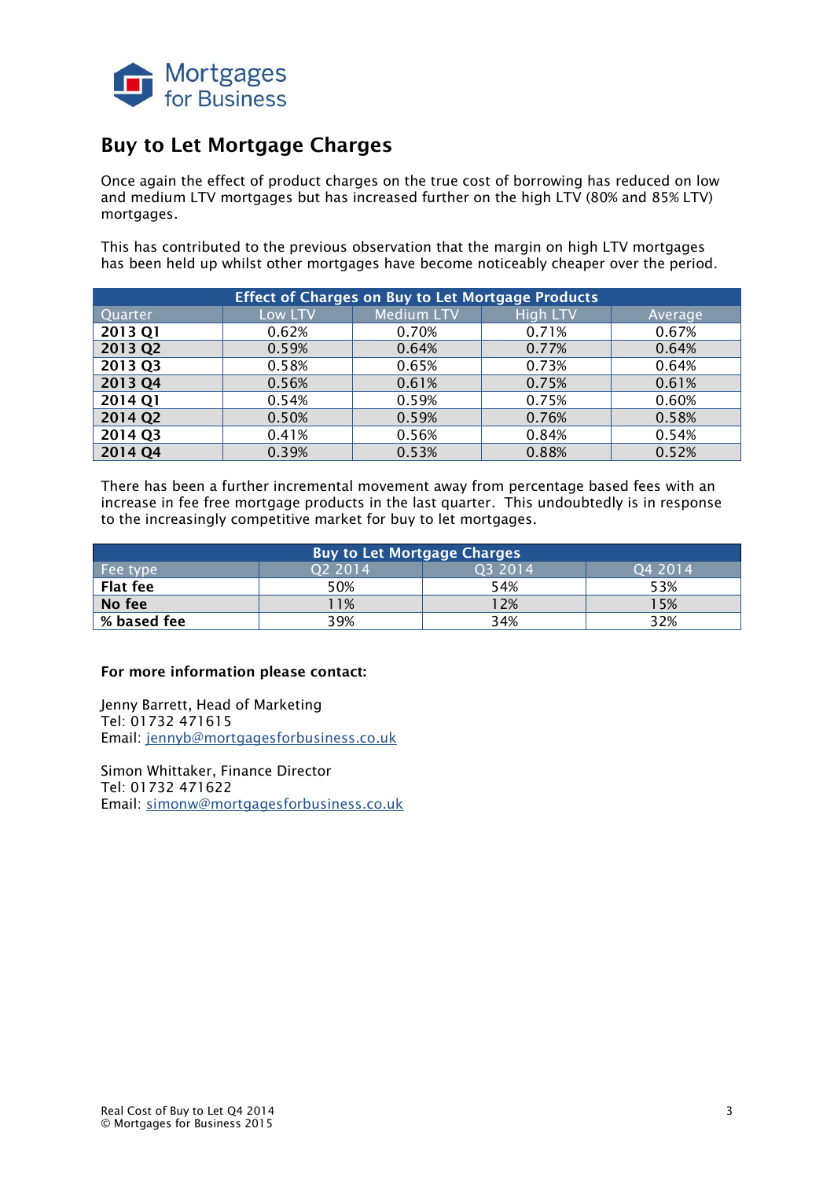Mortgages for Business

# Buy to Let Mortgage Charges

Once again the effect of product charges on the true cost of borrowing has reduced on low and medium LTV mortgages but has increased further on the high LTV (80% and 85% LTV) mortgages.

This has contributed to the previous observation that the margin on high LTV mortgages has been held up whilst other mortgages have become noticeably cheaper over the period.

| Effect of Charges on Buy to Let Mortgage Products | | | | |
|---|---|---|---|---|
| Quarter | Low LTV | Medium LTV | High LTV | Average |
| **2013 Q1** | 0.62% | 0.70% | 0.71% | 0.67% |
| **2013 Q2** | 0.59% | 0.64% | 0.77% | 0.64% |
| **2013 Q3** | 0.58% | 0.65% | 0.73% | 0.64% |
| **2013 Q4** | 0.56% | 0.61% | 0.75% | 0.61% |
| **2014 Q1** | 0.54% | 0.59% | 0.75% | 0.60% |
| **2014 Q2** | 0.50% | 0.59% | 0.76% | 0.58% |
| **2014 Q3** | 0.41% | 0.56% | 0.84% | 0.54% |
| **2014 Q4** | 0.39% | 0.53% | 0.88% | 0.52% |

There has been a further incremental movement away from percentage based fees with an increase in fee free mortgage products in the last quarter. This undoubtedly is in response to the increasingly competitive market for buy to let mortgages.

| Buy to Let Mortgage Charges | | | |
|---|---|---|---|
| Fee type | Q2 2014 | Q3 2014 | Q4 2014 |
| **Flat fee** | 50% | 54% | 53% |
| **No fee** | 11% | 12% | 15% |
| **% based fee** | 39% | 34% | 32% |

**For more information please contact:**

Jenny Barrett, Head of Marketing
Tel: 01732 471615
Email: jennyb@mortgagesforbusiness.co.uk

Simon Whittaker, Finance Director
Tel: 01732 471622
Email: simonw@mortgagesforbusiness.co.uk

Real Cost of Buy to Let Q4 2014
© Mortgages for Business 2015